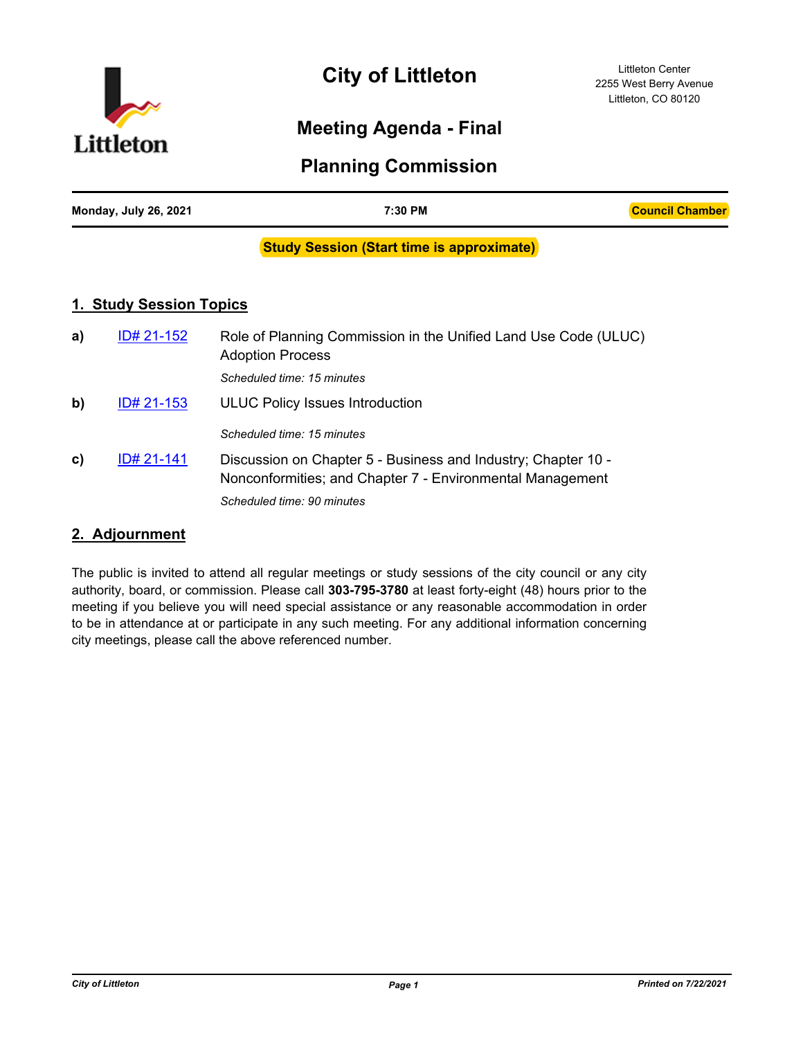# City of Littleton

Littleton Center
2255 West Berry Avenue
Littleton, CO 80120

## Meeting Agenda - Final

## Planning Commission

**Monday, July 26, 2021** | **7:30 PM** | **Council Chamber**

**Study Session (Start time is approximate)**

## 1. Study Session Topics

**a)** ID# 21-152 — Role of Planning Commission in the Unified Land Use Code (ULUC) Adoption Process

*Scheduled time: 15 minutes*

**b)** ID# 21-153 — ULUC Policy Issues Introduction

*Scheduled time: 15 minutes*

**c)** ID# 21-141 — Discussion on Chapter 5 - Business and Industry; Chapter 10 - Nonconformities; and Chapter 7 - Environmental Management

*Scheduled time: 90 minutes*

## 2. Adjournment

The public is invited to attend all regular meetings or study sessions of the city council or any city authority, board, or commission. Please call **303-795-3780** at least forty-eight (48) hours prior to the meeting if you believe you will need special assistance or any reasonable accommodation in order to be in attendance at or participate in any such meeting. For any additional information concerning city meetings, please call the above referenced number.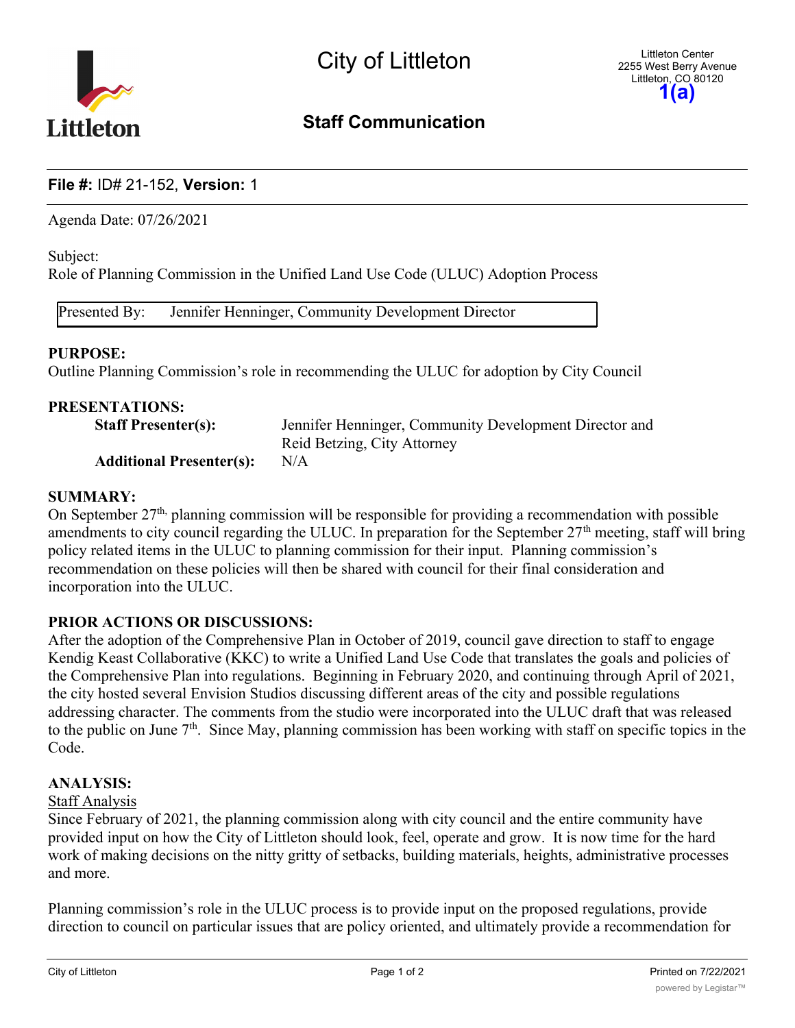City of Littleton

Littleton Center
2255 West Berry Avenue
Littleton, CO 80120

**1(a)**

## Staff Communication

**File #:** ID# 21-152, **Version:** 1

Agenda Date: 07/26/2021

Subject:
Role of Planning Commission in the Unified Land Use Code (ULUC) Adoption Process

| Presented By: | Jennifer Henninger, Community Development Director |
|---|---|

**PURPOSE:**
Outline Planning Commission's role in recommending the ULUC for adoption by City Council

**PRESENTATIONS:**

| | |
|---|---|
| **Staff Presenter(s):** | Jennifer Henninger, Community Development Director and Reid Betzing, City Attorney |
| **Additional Presenter(s):** | N/A |

**SUMMARY:**
On September 27th, planning commission will be responsible for providing a recommendation with possible amendments to city council regarding the ULUC. In preparation for the September 27th meeting, staff will bring policy related items in the ULUC to planning commission for their input. Planning commission's recommendation on these policies will then be shared with council for their final consideration and incorporation into the ULUC.

**PRIOR ACTIONS OR DISCUSSIONS:**
After the adoption of the Comprehensive Plan in October of 2019, council gave direction to staff to engage Kendig Keast Collaborative (KKC) to write a Unified Land Use Code that translates the goals and policies of the Comprehensive Plan into regulations. Beginning in February 2020, and continuing through April of 2021, the city hosted several Envision Studios discussing different areas of the city and possible regulations addressing character. The comments from the studio were incorporated into the ULUC draft that was released to the public on June 7th. Since May, planning commission has been working with staff on specific topics in the Code.

**ANALYSIS:**

Staff Analysis

Since February of 2021, the planning commission along with city council and the entire community have provided input on how the City of Littleton should look, feel, operate and grow. It is now time for the hard work of making decisions on the nitty gritty of setbacks, building materials, heights, administrative processes and more.

Planning commission's role in the ULUC process is to provide input on the proposed regulations, provide direction to council on particular issues that are policy oriented, and ultimately provide a recommendation for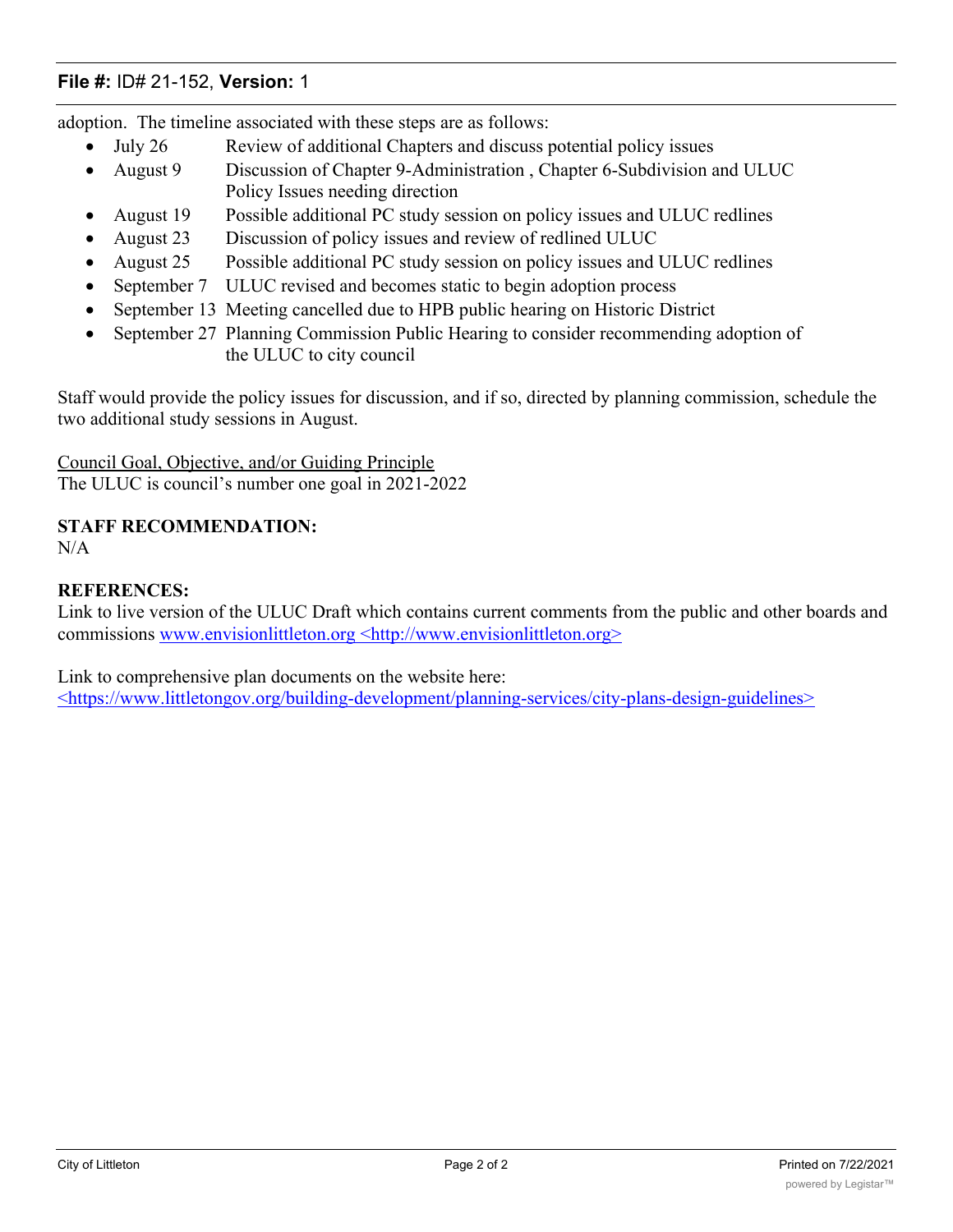adoption. The timeline associated with these steps are as follows:

- July 26 — Review of additional Chapters and discuss potential policy issues
- August 9 — Discussion of Chapter 9-Administration , Chapter 6-Subdivision and ULUC Policy Issues needing direction
- August 19 — Possible additional PC study session on policy issues and ULUC redlines
- August 23 — Discussion of policy issues and review of redlined ULUC
- August 25 — Possible additional PC study session on policy issues and ULUC redlines
- September 7 — ULUC revised and becomes static to begin adoption process
- September 13 — Meeting cancelled due to HPB public hearing on Historic District
- September 27 — Planning Commission Public Hearing to consider recommending adoption of the ULUC to city council

Staff would provide the policy issues for discussion, and if so, directed by planning commission, schedule the two additional study sessions in August.

Council Goal, Objective, and/or Guiding Principle
The ULUC is council's number one goal in 2021-2022

**STAFF RECOMMENDATION:**
N/A

**REFERENCES:**
Link to live version of the ULUC Draft which contains current comments from the public and other boards and commissions www.envisionlittleton.org <http://www.envisionlittleton.org>

Link to comprehensive plan documents on the website here:
<https://www.littletongov.org/building-development/planning-services/city-plans-design-guidelines>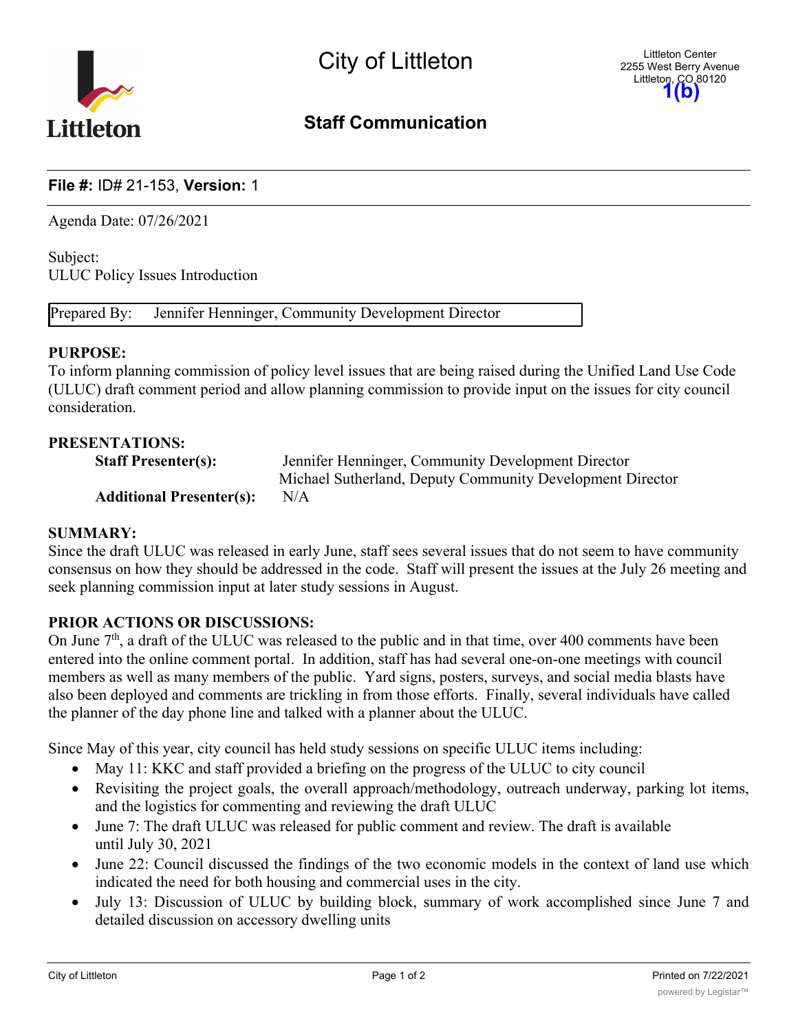City of Littleton

Littleton Center
2255 West Berry Avenue
Littleton, CO 80120

**1(b)**

## Staff Communication

**File #:** ID# 21-153, **Version:** 1

Agenda Date: 07/26/2021

Subject:
ULUC Policy Issues Introduction

Prepared By: Jennifer Henninger, Community Development Director

**PURPOSE:**
To inform planning commission of policy level issues that are being raised during the Unified Land Use Code (ULUC) draft comment period and allow planning commission to provide input on the issues for city council consideration.

**PRESENTATIONS:**

**Staff Presenter(s):** Jennifer Henninger, Community Development Director
Michael Sutherland, Deputy Community Development Director

**Additional Presenter(s):** N/A

**SUMMARY:**
Since the draft ULUC was released in early June, staff sees several issues that do not seem to have community consensus on how they should be addressed in the code. Staff will present the issues at the July 26 meeting and seek planning commission input at later study sessions in August.

**PRIOR ACTIONS OR DISCUSSIONS:**
On June 7th, a draft of the ULUC was released to the public and in that time, over 400 comments have been entered into the online comment portal. In addition, staff has had several one-on-one meetings with council members as well as many members of the public. Yard signs, posters, surveys, and social media blasts have also been deployed and comments are trickling in from those efforts. Finally, several individuals have called the planner of the day phone line and talked with a planner about the ULUC.

Since May of this year, city council has held study sessions on specific ULUC items including:

- May 11: KKC and staff provided a briefing on the progress of the ULUC to city council
- Revisiting the project goals, the overall approach/methodology, outreach underway, parking lot items, and the logistics for commenting and reviewing the draft ULUC
- June 7: The draft ULUC was released for public comment and review. The draft is available until July 30, 2021
- June 22: Council discussed the findings of the two economic models in the context of land use which indicated the need for both housing and commercial uses in the city.
- July 13: Discussion of ULUC by building block, summary of work accomplished since June 7 and detailed discussion on accessory dwelling units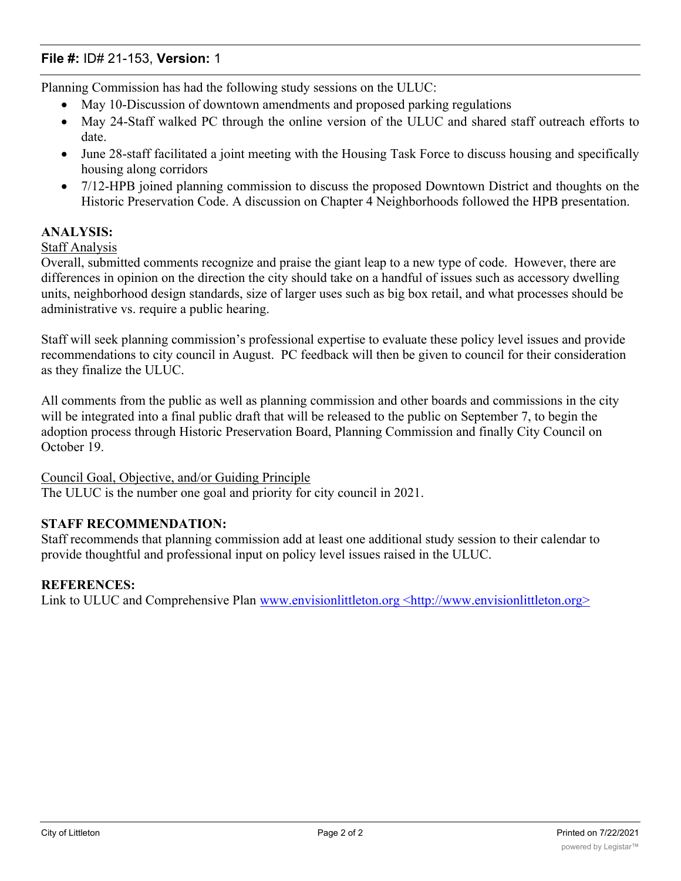**File #:** ID# 21-153, **Version:** 1

Planning Commission has had the following study sessions on the ULUC:

- May 10-Discussion of downtown amendments and proposed parking regulations
- May 24-Staff walked PC through the online version of the ULUC and shared staff outreach efforts to date.
- June 28-staff facilitated a joint meeting with the Housing Task Force to discuss housing and specifically housing along corridors
- 7/12-HPB joined planning commission to discuss the proposed Downtown District and thoughts on the Historic Preservation Code. A discussion on Chapter 4 Neighborhoods followed the HPB presentation.

**ANALYSIS:**

Staff Analysis

Overall, submitted comments recognize and praise the giant leap to a new type of code. However, there are differences in opinion on the direction the city should take on a handful of issues such as accessory dwelling units, neighborhood design standards, size of larger uses such as big box retail, and what processes should be administrative vs. require a public hearing.

Staff will seek planning commission's professional expertise to evaluate these policy level issues and provide recommendations to city council in August. PC feedback will then be given to council for their consideration as they finalize the ULUC.

All comments from the public as well as planning commission and other boards and commissions in the city will be integrated into a final public draft that will be released to the public on September 7, to begin the adoption process through Historic Preservation Board, Planning Commission and finally City Council on October 19.

Council Goal, Objective, and/or Guiding Principle

The ULUC is the number one goal and priority for city council in 2021.

**STAFF RECOMMENDATION:**

Staff recommends that planning commission add at least one additional study session to their calendar to provide thoughtful and professional input on policy level issues raised in the ULUC.

**REFERENCES:**

Link to ULUC and Comprehensive Plan www.envisionlittleton.org <http://www.envisionlittleton.org>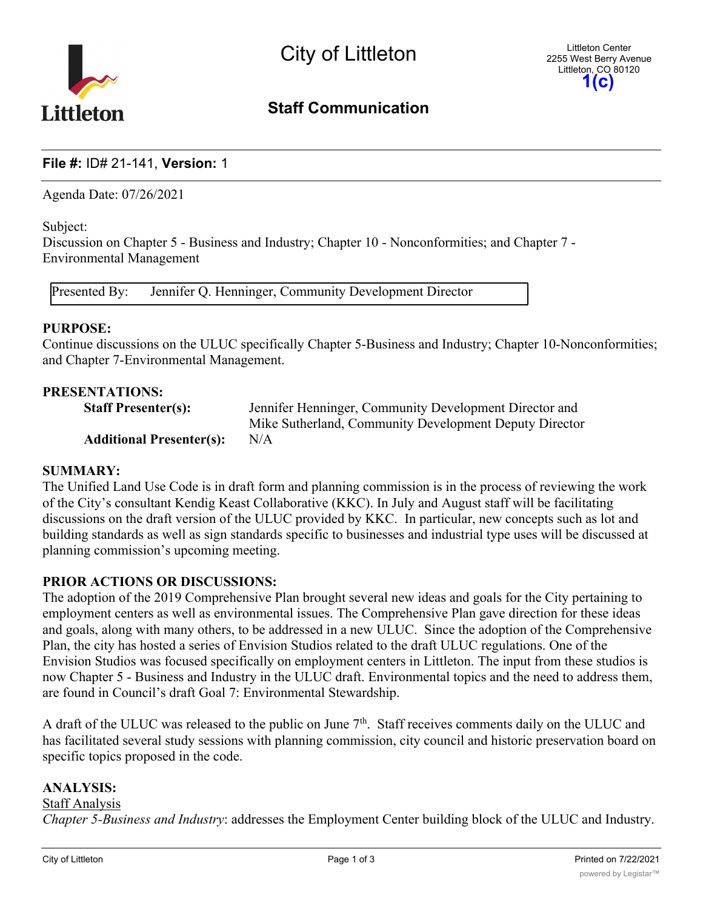# City of Littleton

Littleton Center
2255 West Berry Avenue
Littleton, CO 80120

**1(c)**

## Staff Communication

**File #:** ID# 21-141, **Version:** 1

Agenda Date: 07/26/2021

Subject:
Discussion on Chapter 5 - Business and Industry; Chapter 10 - Nonconformities; and Chapter 7 - Environmental Management

| Presented By: | Jennifer Q. Henninger, Community Development Director |
|---|---|

**PURPOSE:**
Continue discussions on the ULUC specifically Chapter 5-Business and Industry; Chapter 10-Nonconformities; and Chapter 7-Environmental Management.

**PRESENTATIONS:**

**Staff Presenter(s):** Jennifer Henninger, Community Development Director and Mike Sutherland, Community Development Deputy Director

**Additional Presenter(s):** N/A

**SUMMARY:**
The Unified Land Use Code is in draft form and planning commission is in the process of reviewing the work of the City's consultant Kendig Keast Collaborative (KKC). In July and August staff will be facilitating discussions on the draft version of the ULUC provided by KKC. In particular, new concepts such as lot and building standards as well as sign standards specific to businesses and industrial type uses will be discussed at planning commission's upcoming meeting.

**PRIOR ACTIONS OR DISCUSSIONS:**
The adoption of the 2019 Comprehensive Plan brought several new ideas and goals for the City pertaining to employment centers as well as environmental issues. The Comprehensive Plan gave direction for these ideas and goals, along with many others, to be addressed in a new ULUC. Since the adoption of the Comprehensive Plan, the city has hosted a series of Envision Studios related to the draft ULUC regulations. One of the Envision Studios was focused specifically on employment centers in Littleton. The input from these studios is now Chapter 5 - Business and Industry in the ULUC draft. Environmental topics and the need to address them, are found in Council's draft Goal 7: Environmental Stewardship.

A draft of the ULUC was released to the public on June 7th. Staff receives comments daily on the ULUC and has facilitated several study sessions with planning commission, city council and historic preservation board on specific topics proposed in the code.

**ANALYSIS:**

Staff Analysis

*Chapter 5-Business and Industry*: addresses the Employment Center building block of the ULUC and Industry.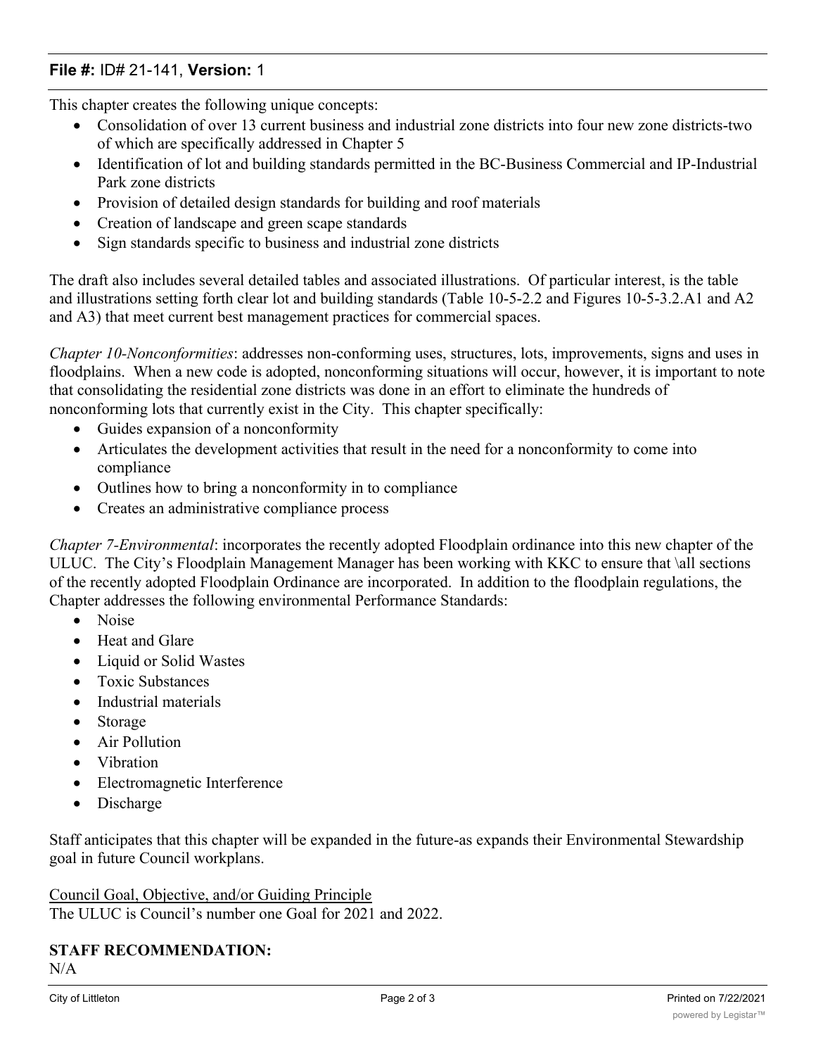This chapter creates the following unique concepts:

- Consolidation of over 13 current business and industrial zone districts into four new zone districts-two of which are specifically addressed in Chapter 5
- Identification of lot and building standards permitted in the BC-Business Commercial and IP-Industrial Park zone districts
- Provision of detailed design standards for building and roof materials
- Creation of landscape and green scape standards
- Sign standards specific to business and industrial zone districts

The draft also includes several detailed tables and associated illustrations. Of particular interest, is the table and illustrations setting forth clear lot and building standards (Table 10-5-2.2 and Figures 10-5-3.2.A1 and A2 and A3) that meet current best management practices for commercial spaces.

*Chapter 10-Nonconformities*: addresses non-conforming uses, structures, lots, improvements, signs and uses in floodplains. When a new code is adopted, nonconforming situations will occur, however, it is important to note that consolidating the residential zone districts was done in an effort to eliminate the hundreds of nonconforming lots that currently exist in the City. This chapter specifically:

- Guides expansion of a nonconformity
- Articulates the development activities that result in the need for a nonconformity to come into compliance
- Outlines how to bring a nonconformity in to compliance
- Creates an administrative compliance process

*Chapter 7-Environmental*: incorporates the recently adopted Floodplain ordinance into this new chapter of the ULUC. The City's Floodplain Management Manager has been working with KKC to ensure that \all sections of the recently adopted Floodplain Ordinance are incorporated. In addition to the floodplain regulations, the Chapter addresses the following environmental Performance Standards:

- Noise
- Heat and Glare
- Liquid or Solid Wastes
- Toxic Substances
- Industrial materials
- Storage
- Air Pollution
- Vibration
- Electromagnetic Interference
- Discharge

Staff anticipates that this chapter will be expanded in the future-as expands their Environmental Stewardship goal in future Council workplans.

Council Goal, Objective, and/or Guiding Principle

The ULUC is Council's number one Goal for 2021 and 2022.

**STAFF RECOMMENDATION:**

N/A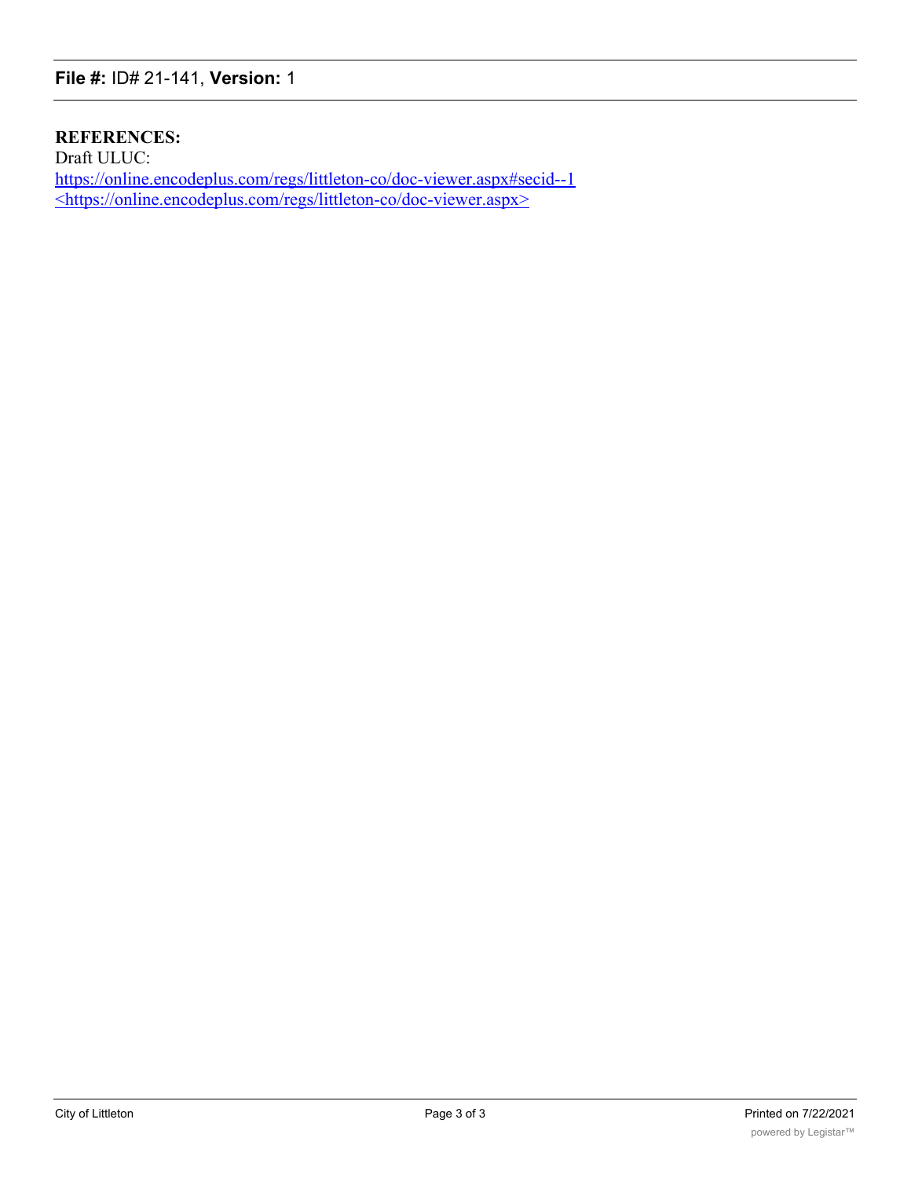**REFERENCES:**

Draft ULUC:

https://online.encodeplus.com/regs/littleton-co/doc-viewer.aspx#secid--1
<https://online.encodeplus.com/regs/littleton-co/doc-viewer.aspx>